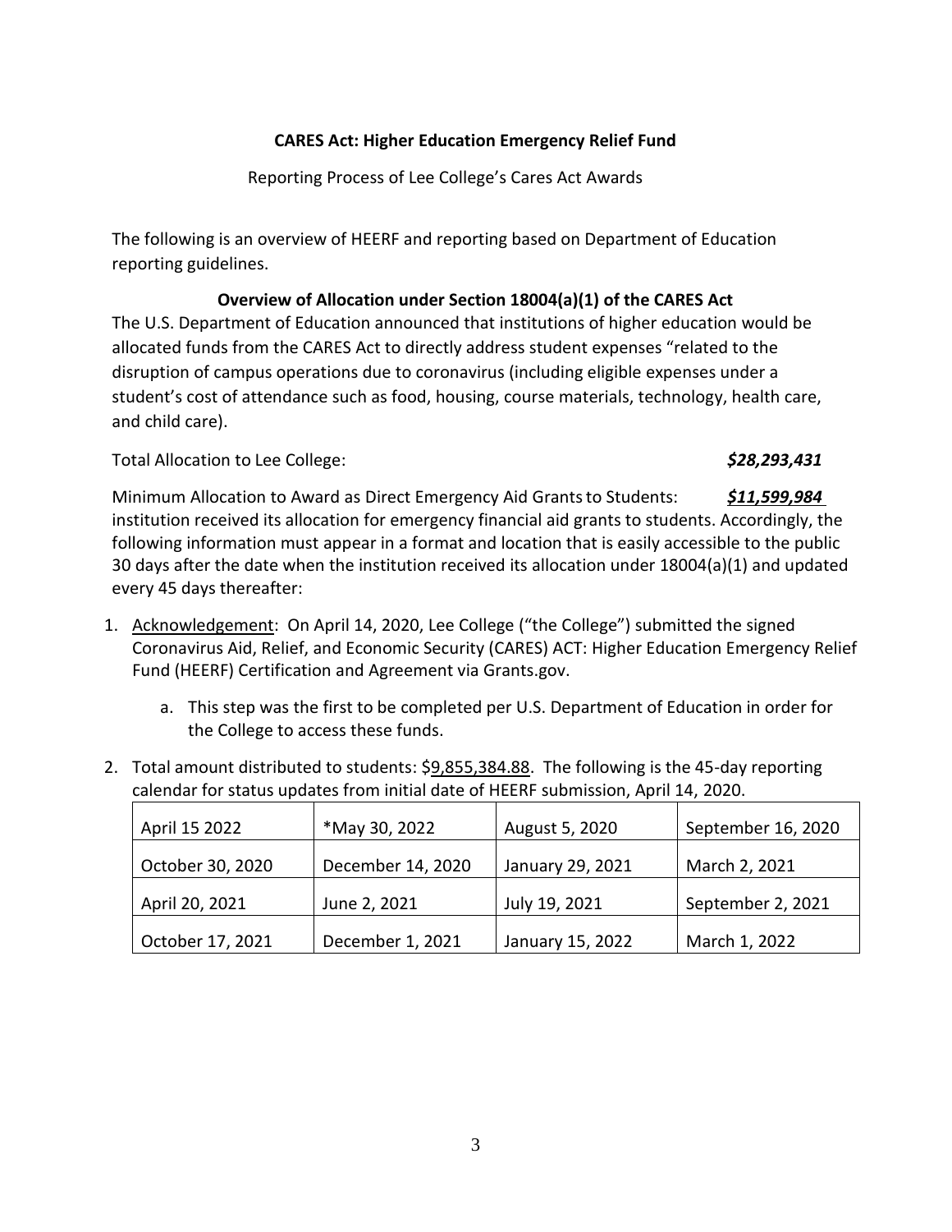**CARES Act: Higher Education Emergency Relief Fund**

Reporting Process of Lee College's Cares Act Awards

The following is an overview of HEERF and reporting based on Department of Education reporting guidelines.

**Overview of Allocation under Section 18004(a)(1) of the CARES Act**

The U.S. Department of Education announced that institutions of higher education would be allocated funds from the CARES Act to directly address student expenses "related to the disruption of campus operations due to coronavirus (including eligible expenses under a student's cost of attendance such as food, housing, course materials, technology, health care, and child care).

Total Allocation to Lee College: ***$28,293,431***

Minimum Allocation to Award as Direct Emergency Aid Grants to Students: ***$11,599,984*** institution received its allocation for emergency financial aid grants to students. Accordingly, the following information must appear in a format and location that is easily accessible to the public 30 days after the date when the institution received its allocation under 18004(a)(1) and updated every 45 days thereafter:

1. Acknowledgement: On April 14, 2020, Lee College ("the College") submitted the signed Coronavirus Aid, Relief, and Economic Security (CARES) ACT: Higher Education Emergency Relief Fund (HEERF) Certification and Agreement via Grants.gov.
   a. This step was the first to be completed per U.S. Department of Education in order for the College to access these funds.
2. Total amount distributed to students: $9,855,384.88. The following is the 45-day reporting calendar for status updates from initial date of HEERF submission, April 14, 2020.

| April 15 2022 | *May 30, 2022 | August 5, 2020 | September 16, 2020 |
|---|---|---|---|
| October 30, 2020 | December 14, 2020 | January 29, 2021 | March 2, 2021 |
| April 20, 2021 | June 2, 2021 | July 19, 2021 | September 2, 2021 |
| October 17, 2021 | December 1, 2021 | January 15, 2022 | March 1, 2022 |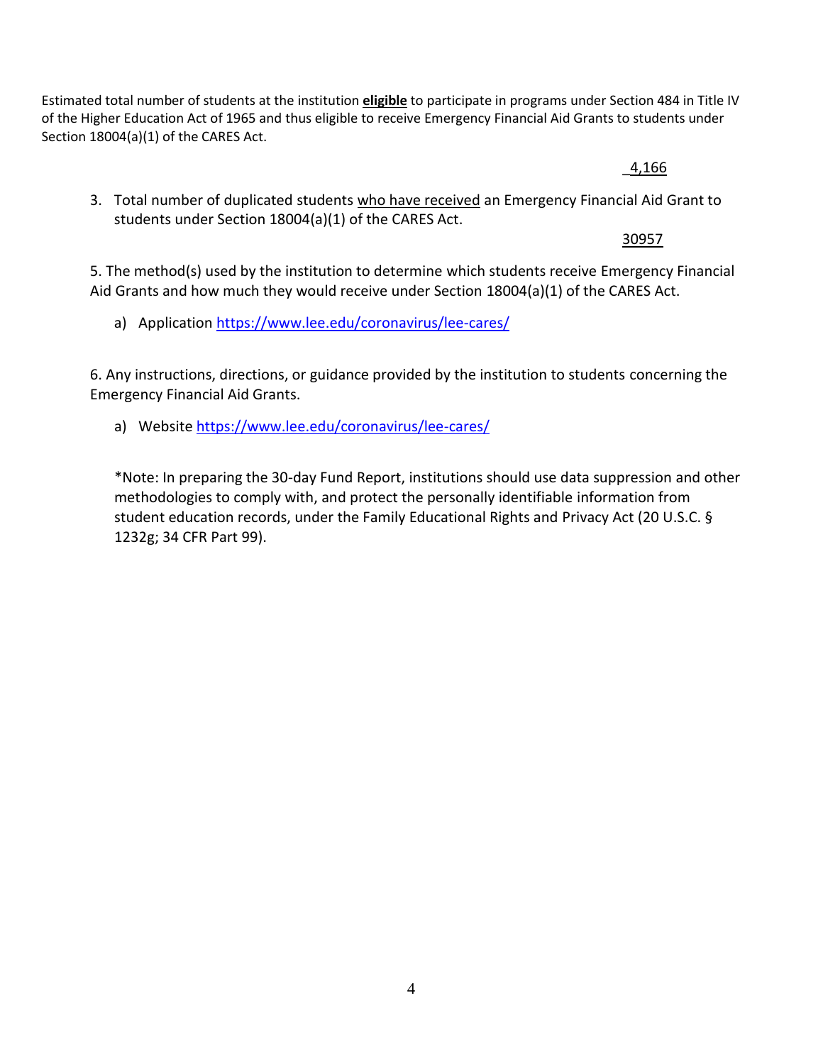Estimated total number of students at the institution **eligible** to participate in programs under Section 484 in Title IV of the Higher Education Act of 1965 and thus eligible to receive Emergency Financial Aid Grants to students under Section 18004(a)(1) of the CARES Act.

_4,166

3. Total number of duplicated students who have received an Emergency Financial Aid Grant to students under Section 18004(a)(1) of the CARES Act.

30957

5. The method(s) used by the institution to determine which students receive Emergency Financial Aid Grants and how much they would receive under Section 18004(a)(1) of the CARES Act.

   a) Application https://www.lee.edu/coronavirus/lee-cares/

6. Any instructions, directions, or guidance provided by the institution to students concerning the Emergency Financial Aid Grants.

   a) Website https://www.lee.edu/coronavirus/lee-cares/

*Note: In preparing the 30-day Fund Report, institutions should use data suppression and other methodologies to comply with, and protect the personally identifiable information from student education records, under the Family Educational Rights and Privacy Act (20 U.S.C. § 1232g; 34 CFR Part 99).